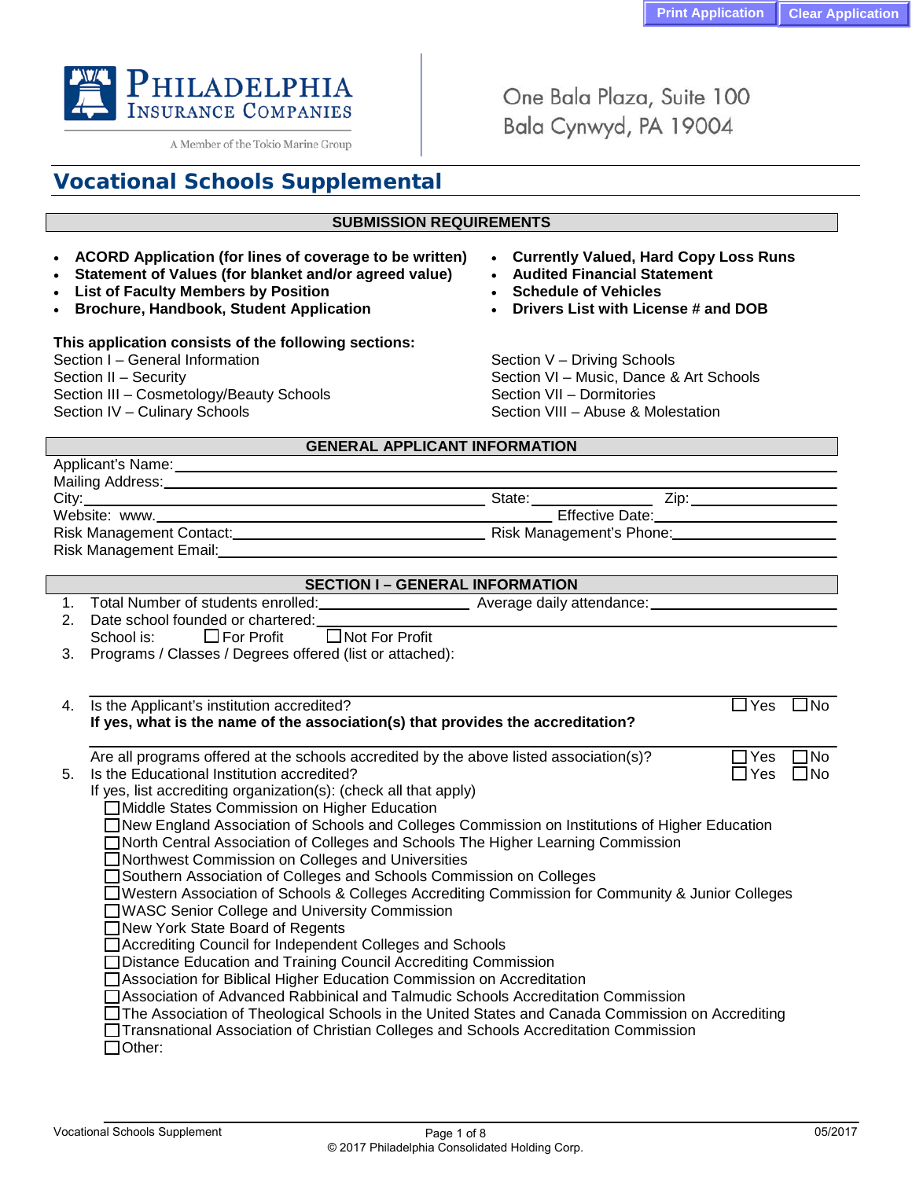Philadelphia Insurance Companies

A Member of the Tokio Marine Group

One Bala Plaza, Suite 100
Bala Cynwyd, PA 19004

# Vocational Schools Supplemental

## SUBMISSION REQUIREMENTS

- **ACORD Application (for lines of coverage to be written)**
- **Statement of Values (for blanket and/or agreed value)**
- **List of Faculty Members by Position**
- **Brochure, Handbook, Student Application**
- **Currently Valued, Hard Copy Loss Runs**
- **Audited Financial Statement**
- **Schedule of Vehicles**
- **Drivers List with License # and DOB**

**This application consists of the following sections:**

Section I – General Information
Section II – Security
Section III – Cosmetology/Beauty Schools
Section IV – Culinary Schools
Section V – Driving Schools
Section VI – Music, Dance & Art Schools
Section VII – Dormitories
Section VIII – Abuse & Molestation

## GENERAL APPLICANT INFORMATION

Applicant's Name: ____________________

Mailing Address: ____________________

City: ____________________ State: __________ Zip: __________

Website: www.____________________ Effective Date: __________

Risk Management Contact: ____________________ Risk Management's Phone: __________

Risk Management Email: ____________________

## SECTION I – GENERAL INFORMATION

1. Total Number of students enrolled: __________ Average daily attendance: __________
2. Date school founded or chartered: __________
   School is: ☐ For Profit ☐ Not For Profit
3. Programs / Classes / Degrees offered (list or attached):

4. Is the Applicant's institution accredited? ☐ Yes ☐ No
   **If yes, what is the name of the association(s) that provides the accreditation?**

   Are all programs offered at the schools accredited by the above listed association(s)? ☐ Yes ☐ No
5. Is the Educational Institution accredited? ☐ Yes ☐ No
   If yes, list accrediting organization(s): (check all that apply)
   - ☐ Middle States Commission on Higher Education
   - ☐ New England Association of Schools and Colleges Commission on Institutions of Higher Education
   - ☐ North Central Association of Colleges and Schools The Higher Learning Commission
   - ☐ Northwest Commission on Colleges and Universities
   - ☐ Southern Association of Colleges and Schools Commission on Colleges
   - ☐ Western Association of Schools & Colleges Accrediting Commission for Community & Junior Colleges
   - ☐ WASC Senior College and University Commission
   - ☐ New York State Board of Regents
   - ☐ Accrediting Council for Independent Colleges and Schools
   - ☐ Distance Education and Training Council Accrediting Commission
   - ☐ Association for Biblical Higher Education Commission on Accreditation
   - ☐ Association of Advanced Rabbinical and Talmudic Schools Accreditation Commission
   - ☐ The Association of Theological Schools in the United States and Canada Commission on Accrediting
   - ☐ Transnational Association of Christian Colleges and Schools Accreditation Commission
   - ☐ Other: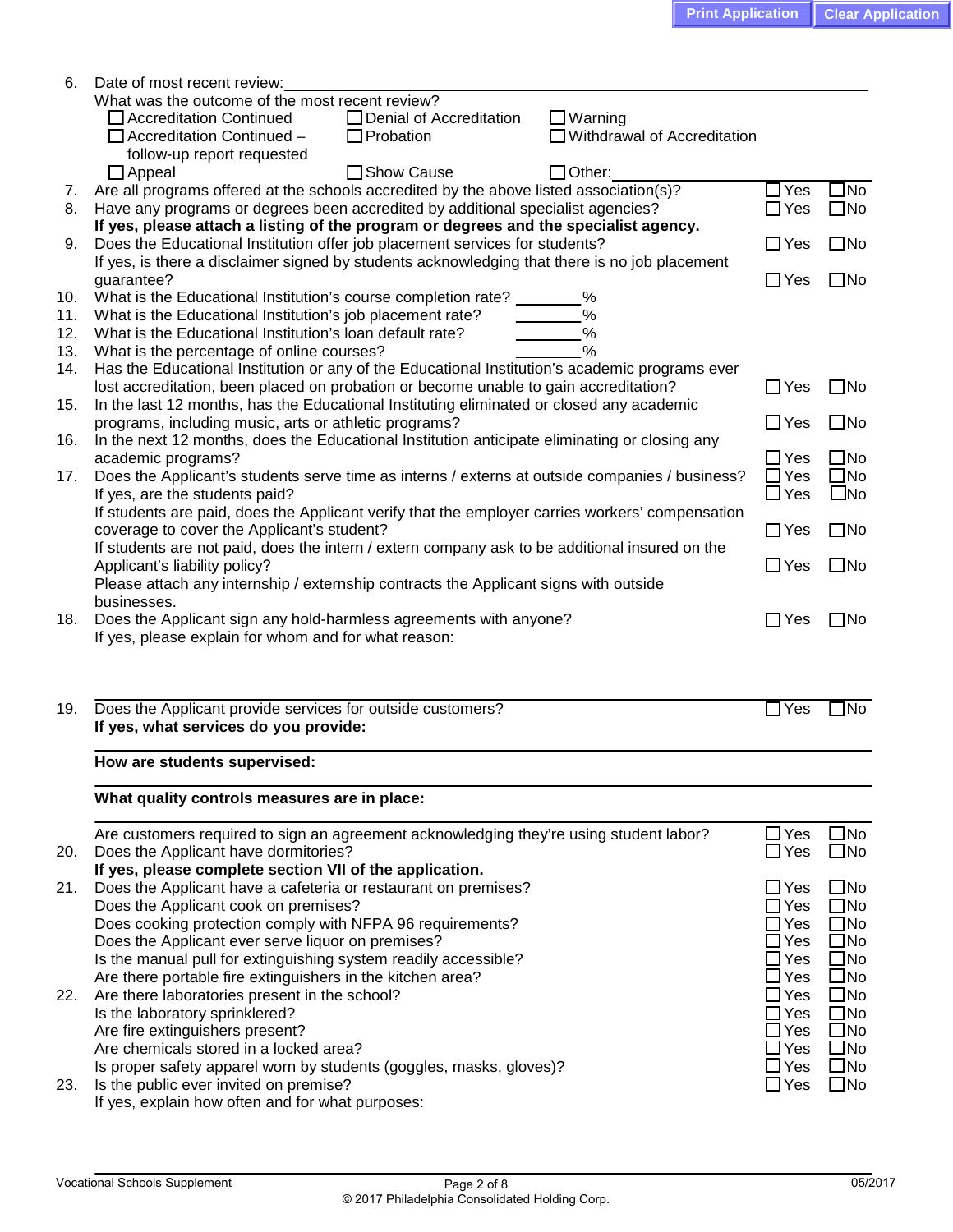6. Date of most recent review: ____________________

   What was the outcome of the most recent review?

   ☐ Accreditation Continued ☐ Denial of Accreditation ☐ Warning
   ☐ Accreditation Continued – follow-up report requested ☐ Probation ☐ Withdrawal of Accreditation
   ☐ Appeal ☐ Show Cause ☐ Other: ____________

7. Are all programs offered at the schools accredited by the above listed association(s)? ☐ Yes ☐ No
8. Have any programs or degrees been accredited by additional specialist agencies? ☐ Yes ☐ No

   **If yes, please attach a listing of the program or degrees and the specialist agency.**

9. Does the Educational Institution offer job placement services for students? ☐ Yes ☐ No

   If yes, is there a disclaimer signed by students acknowledging that there is no job placement guarantee? ☐ Yes ☐ No

10. What is the Educational Institution's course completion rate? ________%
11. What is the Educational Institution's job placement rate? ________%
12. What is the Educational Institution's loan default rate? ________%
13. What is the percentage of online courses? ________%
14. Has the Educational Institution or any of the Educational Institution's academic programs ever lost accreditation, been placed on probation or become unable to gain accreditation? ☐ Yes ☐ No
15. In the last 12 months, has the Educational Instituting eliminated or closed any academic programs, including music, arts or athletic programs? ☐ Yes ☐ No
16. In the next 12 months, does the Educational Institution anticipate eliminating or closing any academic programs? ☐ Yes ☐ No
17. Does the Applicant's students serve time as interns / externs at outside companies / business? ☐ Yes ☐ No

    If yes, are the students paid? ☐ Yes ☐ No

    If students are paid, does the Applicant verify that the employer carries workers' compensation coverage to cover the Applicant's student? ☐ Yes ☐ No

    If students are not paid, does the intern / extern company ask to be additional insured on the Applicant's liability policy? ☐ Yes ☐ No

    Please attach any internship / externship contracts the Applicant signs with outside businesses.

18. Does the Applicant sign any hold-harmless agreements with anyone? ☐ Yes ☐ No

    If yes, please explain for whom and for what reason:

    ____________________

19. Does the Applicant provide services for outside customers? ☐ Yes ☐ No

    **If yes, what services do you provide:**

    ____________________

    **How are students supervised:**

    ____________________

    **What quality controls measures are in place:**

    ____________________

    Are customers required to sign an agreement acknowledging they're using student labor? ☐ Yes ☐ No

20. Does the Applicant have dormitories? ☐ Yes ☐ No

    **If yes, please complete section VII of the application.**

21. Does the Applicant have a cafeteria or restaurant on premises? ☐ Yes ☐ No

    Does the Applicant cook on premises? ☐ Yes ☐ No

    Does cooking protection comply with NFPA 96 requirements? ☐ Yes ☐ No

    Does the Applicant ever serve liquor on premises? ☐ Yes ☐ No

    Is the manual pull for extinguishing system readily accessible? ☐ Yes ☐ No

    Are there portable fire extinguishers in the kitchen area? ☐ Yes ☐ No

22. Are there laboratories present in the school? ☐ Yes ☐ No

    Is the laboratory sprinklered? ☐ Yes ☐ No

    Are fire extinguishers present? ☐ Yes ☐ No

    Are chemicals stored in a locked area? ☐ Yes ☐ No

    Is proper safety apparel worn by students (goggles, masks, gloves)? ☐ Yes ☐ No

23. Is the public ever invited on premise? ☐ Yes ☐ No

    If yes, explain how often and for what purposes: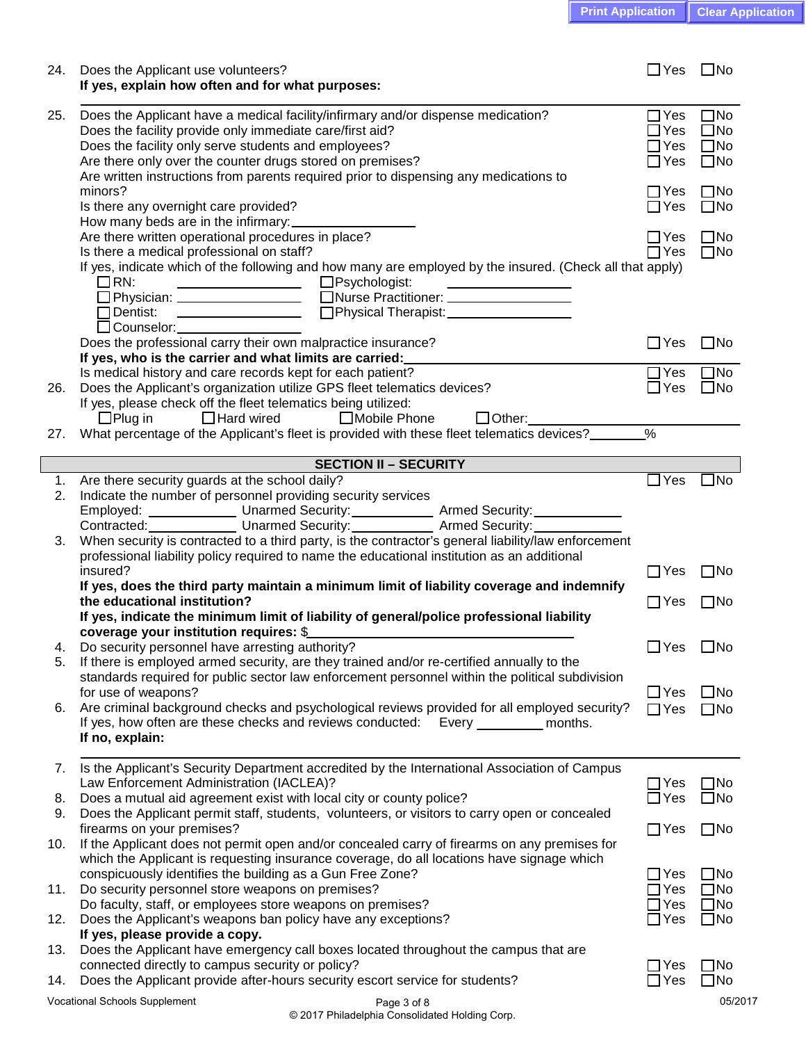24. Does the Applicant use volunteers? ☐Yes ☐No
**If yes, explain how often and for what purposes:**

______________________________________________

25. Does the Applicant have a medical facility/infirmary and/or dispense medication? ☐Yes ☐No
Does the facility provide only immediate care/first aid? ☐Yes ☐No
Does the facility only serve students and employees? ☐Yes ☐No
Are there only over the counter drugs stored on premises? ☐Yes ☐No
Are written instructions from parents required prior to dispensing any medications to minors? ☐Yes ☐No
Is there any overnight care provided? ☐Yes ☐No
How many beds are in the infirmary: ______________
Are there written operational procedures in place? ☐Yes ☐No
Is there a medical professional on staff? ☐Yes ☐No
If yes, indicate which of the following and how many are employed by the insured. (Check all that apply)
☐RN: ______________ ☐Psychologist: ______________
☐Physician: ______________ ☐Nurse Practitioner: ______________
☐Dentist: ______________ ☐Physical Therapist: ______________
☐Counselor: ______________
Does the professional carry their own malpractice insurance? ☐Yes ☐No
**If yes, who is the carrier and what limits are carried:** ______________
Is medical history and care records kept for each patient? ☐Yes ☐No

26. Does the Applicant's organization utilize GPS fleet telematics devices? ☐Yes ☐No
If yes, please check off the fleet telematics being utilized:
☐Plug in ☐Hard wired ☐Mobile Phone ☐Other: ______________

27. What percentage of the Applicant's fleet is provided with these fleet telematics devices? ________%

## SECTION II – SECURITY

1. Are there security guards at the school daily? ☐Yes ☐No
2. Indicate the number of personnel providing security services
Employed: ________ Unarmed Security: ________ Armed Security: ________
Contracted: ________ Unarmed Security: ________ Armed Security: ________
3. When security is contracted to a third party, is the contractor's general liability/law enforcement professional liability policy required to name the educational institution as an additional insured? ☐Yes ☐No
**If yes, does the third party maintain a minimum limit of liability coverage and indemnify the educational institution?** ☐Yes ☐No
**If yes, indicate the minimum limit of liability of general/police professional liability coverage your institution requires:** $______________
4. Do security personnel have arresting authority? ☐Yes ☐No
5. If there is employed armed security, are they trained and/or re-certified annually to the standards required for public sector law enforcement personnel within the political subdivision for use of weapons? ☐Yes ☐No
6. Are criminal background checks and psychological reviews provided for all employed security? ☐Yes ☐No
If yes, how often are these checks and reviews conducted: Every ________ months.
**If no, explain:**

______________________________________________

7. Is the Applicant's Security Department accredited by the International Association of Campus Law Enforcement Administration (IACLEA)? ☐Yes ☐No
8. Does a mutual aid agreement exist with local city or county police? ☐Yes ☐No
9. Does the Applicant permit staff, students, volunteers, or visitors to carry open or concealed firearms on your premises? ☐Yes ☐No
10. If the Applicant does not permit open and/or concealed carry of firearms on any premises for which the Applicant is requesting insurance coverage, do all locations have signage which conspicuously identifies the building as a Gun Free Zone? ☐Yes ☐No
11. Do security personnel store weapons on premises? ☐Yes ☐No
Do faculty, staff, or employees store weapons on premises? ☐Yes ☐No
12. Does the Applicant's weapons ban policy have any exceptions? ☐Yes ☐No
**If yes, please provide a copy.**
13. Does the Applicant have emergency call boxes located throughout the campus that are connected directly to campus security or policy? ☐Yes ☐No
14. Does the Applicant provide after-hours security escort service for students? ☐Yes ☐No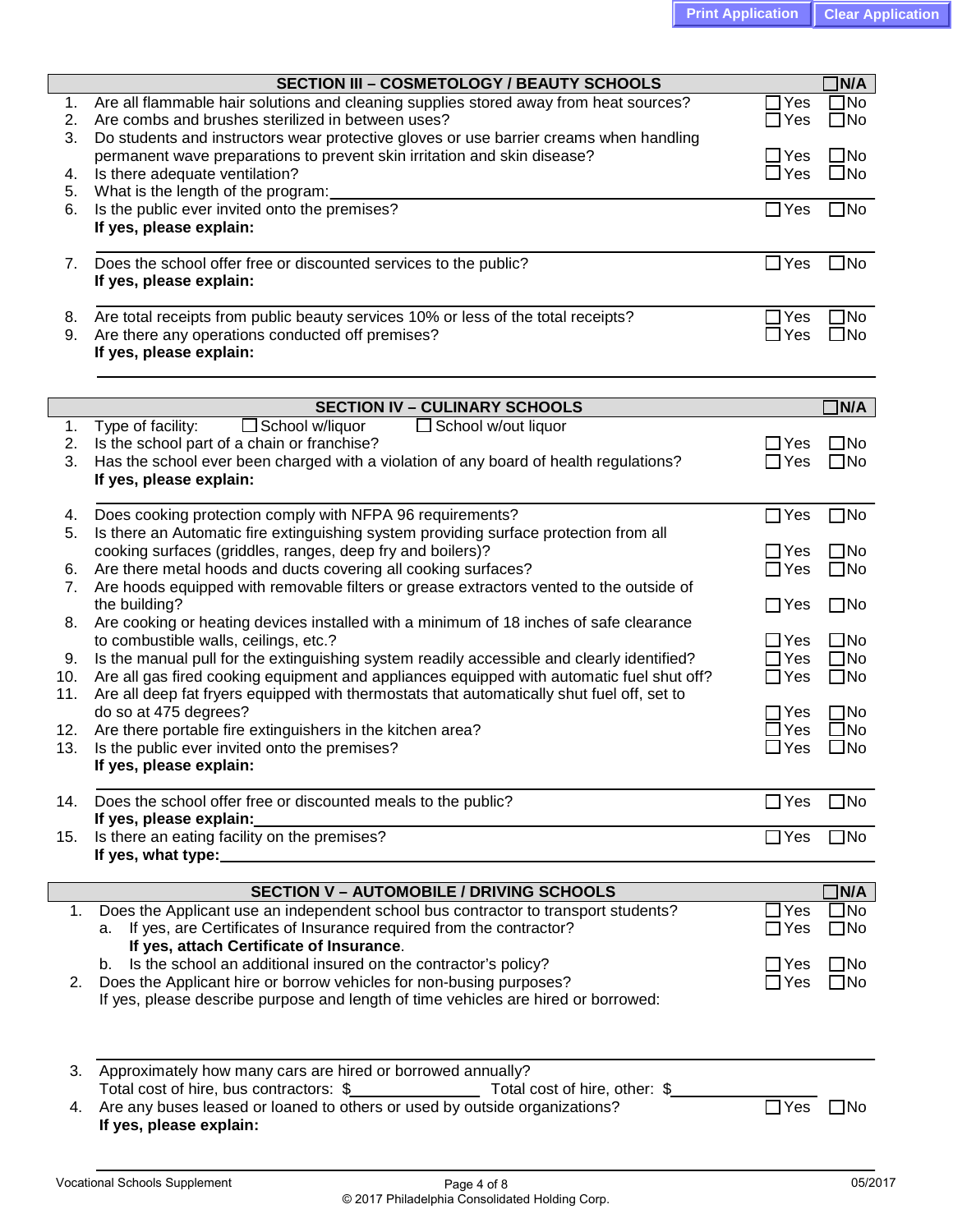## SECTION III – COSMETOLOGY / BEAUTY SCHOOLS ☐N/A

1. Are all flammable hair solutions and cleaning supplies stored away from heat sources? ☐Yes ☐No
2. Are combs and brushes sterilized in between uses? ☐Yes ☐No
3. Do students and instructors wear protective gloves or use barrier creams when handling permanent wave preparations to prevent skin irritation and skin disease? ☐Yes ☐No
4. Is there adequate ventilation? ☐Yes ☐No
5. What is the length of the program: \_\_\_\_\_\_\_\_\_\_
6. Is the public ever invited onto the premises? ☐Yes ☐No
   **If yes, please explain:**
7. Does the school offer free or discounted services to the public? ☐Yes ☐No
   **If yes, please explain:**
8. Are total receipts from public beauty services 10% or less of the total receipts? ☐Yes ☐No
9. Are there any operations conducted off premises? ☐Yes ☐No
   **If yes, please explain:**

## SECTION IV – CULINARY SCHOOLS ☐N/A

1. Type of facility: ☐School w/liquor ☐School w/out liquor
2. Is the school part of a chain or franchise? ☐Yes ☐No
3. Has the school ever been charged with a violation of any board of health regulations? ☐Yes ☐No
   **If yes, please explain:**
4. Does cooking protection comply with NFPA 96 requirements? ☐Yes ☐No
5. Is there an Automatic fire extinguishing system providing surface protection from all cooking surfaces (griddles, ranges, deep fry and boilers)? ☐Yes ☐No
6. Are there metal hoods and ducts covering all cooking surfaces? ☐Yes ☐No
7. Are hoods equipped with removable filters or grease extractors vented to the outside of the building? ☐Yes ☐No
8. Are cooking or heating devices installed with a minimum of 18 inches of safe clearance to combustible walls, ceilings, etc.? ☐Yes ☐No
9. Is the manual pull for the extinguishing system readily accessible and clearly identified? ☐Yes ☐No
10. Are all gas fired cooking equipment and appliances equipped with automatic fuel shut off? ☐Yes ☐No
11. Are all deep fat fryers equipped with thermostats that automatically shut fuel off, set to do so at 475 degrees? ☐Yes ☐No
12. Are there portable fire extinguishers in the kitchen area? ☐Yes ☐No
13. Is the public ever invited onto the premises? ☐Yes ☐No
    **If yes, please explain:**
14. Does the school offer free or discounted meals to the public? ☐Yes ☐No
    **If yes, please explain:** \_\_\_\_\_\_\_\_\_\_
15. Is there an eating facility on the premises? ☐Yes ☐No
    **If yes, what type:** \_\_\_\_\_\_\_\_\_\_

## SECTION V – AUTOMOBILE / DRIVING SCHOOLS ☐N/A

1. Does the Applicant use an independent school bus contractor to transport students? ☐Yes ☐No
   a. If yes, are Certificates of Insurance required from the contractor? ☐Yes ☐No
      **If yes, attach Certificate of Insurance**.
   b. Is the school an additional insured on the contractor's policy? ☐Yes ☐No
2. Does the Applicant hire or borrow vehicles for non-busing purposes? ☐Yes ☐No
   If yes, please describe purpose and length of time vehicles are hired or borrowed:
3. Approximately how many cars are hired or borrowed annually?
   Total cost of hire, bus contractors: $\_\_\_\_\_\_\_\_\_\_ Total cost of hire, other: $\_\_\_\_\_\_\_\_\_\_
4. Are any buses leased or loaned to others or used by outside organizations? ☐Yes ☐No
   **If yes, please explain:**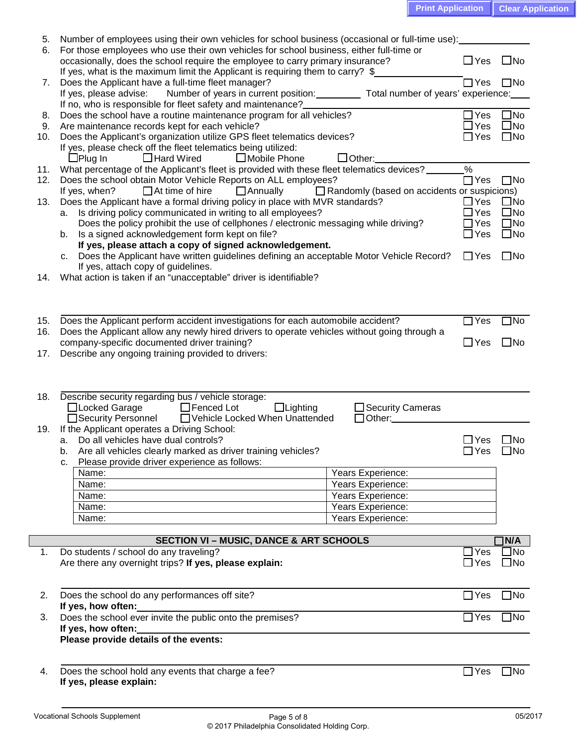5. Number of employees using their own vehicles for school business (occasional or full-time use): \_\_\_\_\_\_\_\_\_\_
6. For those employees who use their own vehicles for school business, either full-time or occasionally, does the school require the employee to carry primary insurance? ☐ Yes ☐ No
   If yes, what is the maximum limit the Applicant is requiring them to carry? $\_\_\_\_\_\_\_\_\_\_
7. Does the Applicant have a full-time fleet manager? ☐ Yes ☐ No
   If yes, please advise: Number of years in current position: \_\_\_\_\_\_\_\_\_\_ Total number of years' experience: \_\_\_\_\_\_\_\_\_\_
   If no, who is responsible for fleet safety and maintenance? \_\_\_\_\_\_\_\_\_\_
8. Does the school have a routine maintenance program for all vehicles? ☐ Yes ☐ No
9. Are maintenance records kept for each vehicle? ☐ Yes ☐ No
10. Does the Applicant's organization utilize GPS fleet telematics devices? ☐ Yes ☐ No
    If yes, please check off the fleet telematics being utilized:
    ☐ Plug In ☐ Hard Wired ☐ Mobile Phone ☐ Other: \_\_\_\_\_\_\_\_\_\_
11. What percentage of the Applicant's fleet is provided with these fleet telematics devices? \_\_\_\_\_\_\_\_\_\_%
12. Does the school obtain Motor Vehicle Reports on ALL employees? ☐ Yes ☐ No
    If yes, when? ☐ At time of hire ☐ Annually ☐ Randomly (based on accidents or suspicions)
13. Does the Applicant have a formal driving policy in place with MVR standards? ☐ Yes ☐ No
    a. Is driving policy communicated in writing to all employees? ☐ Yes ☐ No
       Does the policy prohibit the use of cellphones / electronic messaging while driving? ☐ Yes ☐ No
    b. Is a signed acknowledgement form kept on file? ☐ Yes ☐ No
       **If yes, please attach a copy of signed acknowledgement.**
    c. Does the Applicant have written guidelines defining an acceptable Motor Vehicle Record? ☐ Yes ☐ No
       If yes, attach copy of guidelines.
14. What action is taken if an "unacceptable" driver is identifiable?

\_\_\_\_\_\_\_\_\_\_

15. Does the Applicant perform accident investigations for each automobile accident? ☐ Yes ☐ No
16. Does the Applicant allow any newly hired drivers to operate vehicles without going through a company-specific documented driver training? ☐ Yes ☐ No
17. Describe any ongoing training provided to drivers:

\_\_\_\_\_\_\_\_\_\_

18. Describe security regarding bus / vehicle storage:
    ☐ Locked Garage ☐ Fenced Lot ☐ Lighting ☐ Security Cameras
    ☐ Security Personnel ☐ Vehicle Locked When Unattended ☐ Other: \_\_\_\_\_\_\_\_\_\_
19. If the Applicant operates a Driving School:
    a. Do all vehicles have dual controls? ☐ Yes ☐ No
    b. Are all vehicles clearly marked as driver training vehicles? ☐ Yes ☐ No
    c. Please provide driver experience as follows:

| Name: | Years Experience: |
|---|---|
| Name: | Years Experience: |
| Name: | Years Experience: |
| Name: | Years Experience: |
| Name: | Years Experience: |

## SECTION VI – MUSIC, DANCE & ART SCHOOLS ☐ N/A

1. Do students / school do any traveling? ☐ Yes ☐ No
   Are there any overnight trips? **If yes, please explain:** ☐ Yes ☐ No

\_\_\_\_\_\_\_\_\_\_

2. Does the school do any performances off site? ☐ Yes ☐ No
   **If yes, how often:** \_\_\_\_\_\_\_\_\_\_
3. Does the school ever invite the public onto the premises? ☐ Yes ☐ No
   **If yes, how often:** \_\_\_\_\_\_\_\_\_\_
   **Please provide details of the events:**

\_\_\_\_\_\_\_\_\_\_

4. Does the school hold any events that charge a fee? ☐ Yes ☐ No
   **If yes, please explain:**

\_\_\_\_\_\_\_\_\_\_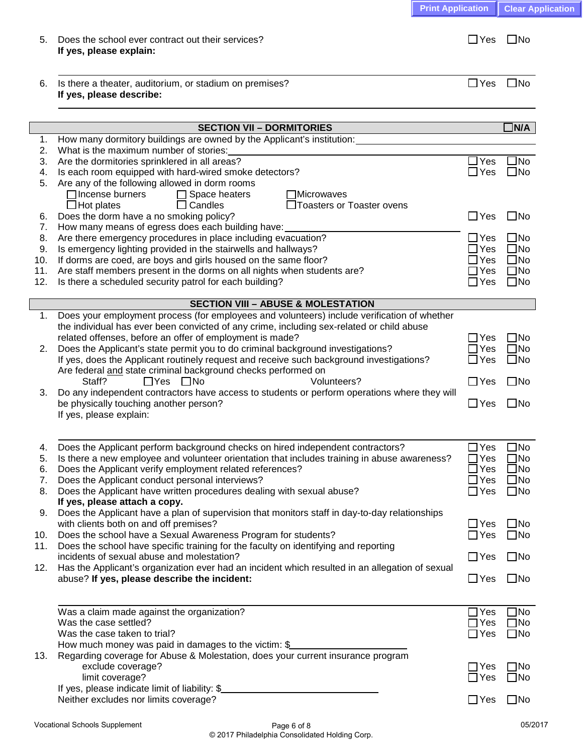5. Does the school ever contract out their services? ☐ Yes ☐ No
   **If yes, please explain:**

___________________________________________

6. Is there a theater, auditorium, or stadium on premises? ☐ Yes ☐ No
   **If yes, please describe:**

___________________________________________

## SECTION VII – DORMITORIES ☐ N/A

1. How many dormitory buildings are owned by the Applicant's institution: ______________
2. What is the maximum number of stories: ______________
3. Are the dormitories sprinklered in all areas? ☐ Yes ☐ No
4. Is each room equipped with hard-wired smoke detectors? ☐ Yes ☐ No
5. Are any of the following allowed in dorm rooms
   - ☐ Incense burners ☐ Space heaters ☐ Microwaves
   - ☐ Hot plates ☐ Candles ☐ Toasters or Toaster ovens
6. Does the dorm have a no smoking policy? ☐ Yes ☐ No
7. How many means of egress does each building have: ______________
8. Are there emergency procedures in place including evacuation? ☐ Yes ☐ No
9. Is emergency lighting provided in the stairwells and hallways? ☐ Yes ☐ No
10. If dorms are coed, are boys and girls housed on the same floor? ☐ Yes ☐ No
11. Are staff members present in the dorms on all nights when students are? ☐ Yes ☐ No
12. Is there a scheduled security patrol for each building? ☐ Yes ☐ No

## SECTION VIII – ABUSE & MOLESTATION

1. Does your employment process (for employees and volunteers) include verification of whether the individual has ever been convicted of any crime, including sex-related or child abuse related offenses, before an offer of employment is made? ☐ Yes ☐ No
2. Does the Applicant's state permit you to do criminal background investigations? ☐ Yes ☐ No
   If yes, does the Applicant routinely request and receive such background investigations? ☐ Yes ☐ No
   Are federal and state criminal background checks performed on
   Staff? ☐ Yes ☐ No Volunteers? ☐ Yes ☐ No
3. Do any independent contractors have access to students or perform operations where they will be physically touching another person? ☐ Yes ☐ No
   If yes, please explain:

___________________________________________

4. Does the Applicant perform background checks on hired independent contractors? ☐ Yes ☐ No
5. Is there a new employee and volunteer orientation that includes training in abuse awareness? ☐ Yes ☐ No
6. Does the Applicant verify employment related references? ☐ Yes ☐ No
7. Does the Applicant conduct personal interviews? ☐ Yes ☐ No
8. Does the Applicant have written procedures dealing with sexual abuse? ☐ Yes ☐ No
   **If yes, please attach a copy.**
9. Does the Applicant have a plan of supervision that monitors staff in day-to-day relationships with clients both on and off premises? ☐ Yes ☐ No
10. Does the school have a Sexual Awareness Program for students? ☐ Yes ☐ No
11. Does the school have specific training for the faculty on identifying and reporting incidents of sexual abuse and molestation? ☐ Yes ☐ No
12. Has the Applicant's organization ever had an incident which resulted in an allegation of sexual abuse? **If yes, please describe the incident:** ☐ Yes ☐ No

___________________________________________

   Was a claim made against the organization? ☐ Yes ☐ No
   Was the case settled? ☐ Yes ☐ No
   Was the case taken to trial? ☐ Yes ☐ No
   How much money was paid in damages to the victim: $______________
13. Regarding coverage for Abuse & Molestation, does your current insurance program
    exclude coverage? ☐ Yes ☐ No
    limit coverage? ☐ Yes ☐ No
    If yes, please indicate limit of liability: $______________
    Neither excludes nor limits coverage? ☐ Yes ☐ No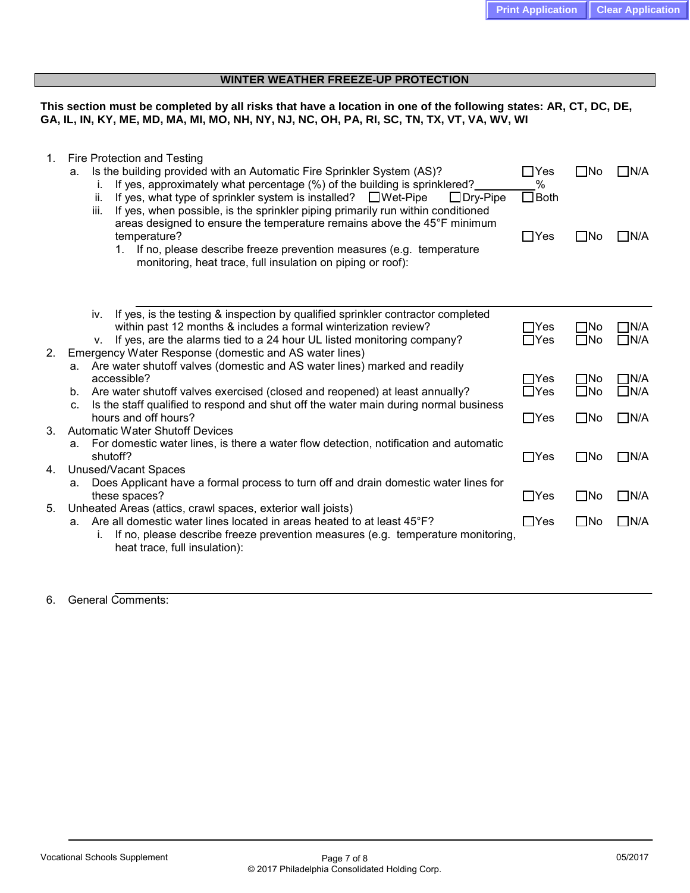## WINTER WEATHER FREEZE-UP PROTECTION

**This section must be completed by all risks that have a location in one of the following states: AR, CT, DC, DE, GA, IL, IN, KY, ME, MD, MA, MI, MO, NH, NY, NJ, NC, OH, PA, RI, SC, TN, TX, VT, VA, WV, WI**

1. Fire Protection and Testing
   a. Is the building provided with an Automatic Fire Sprinkler System (AS)? ☐ Yes ☐ No ☐ N/A
      i. If yes, approximately what percentage (%) of the building is sprinklered? ________%
      ii. If yes, what type of sprinkler system is installed? ☐ Wet-Pipe ☐ Dry-Pipe ☐ Both
      iii. If yes, when possible, is the sprinkler piping primarily run within conditioned areas designed to ensure the temperature remains above the 45°F minimum temperature? ☐ Yes ☐ No ☐ N/A
         1. If no, please describe freeze prevention measures (e.g. temperature monitoring, heat trace, full insulation on piping or roof):

         ______________________________________________________________

      iv. If yes, is the testing & inspection by qualified sprinkler contractor completed within past 12 months & includes a formal winterization review? ☐ Yes ☐ No ☐ N/A
      v. If yes, are the alarms tied to a 24 hour UL listed monitoring company? ☐ Yes ☐ No ☐ N/A
2. Emergency Water Response (domestic and AS water lines)
   a. Are water shutoff valves (domestic and AS water lines) marked and readily accessible? ☐ Yes ☐ No ☐ N/A
   b. Are water shutoff valves exercised (closed and reopened) at least annually? ☐ Yes ☐ No ☐ N/A
   c. Is the staff qualified to respond and shut off the water main during normal business hours and off hours? ☐ Yes ☐ No ☐ N/A
3. Automatic Water Shutoff Devices
   a. For domestic water lines, is there a water flow detection, notification and automatic shutoff? ☐ Yes ☐ No ☐ N/A
4. Unused/Vacant Spaces
   a. Does Applicant have a formal process to turn off and drain domestic water lines for these spaces? ☐ Yes ☐ No ☐ N/A
5. Unheated Areas (attics, crawl spaces, exterior wall joists)
   a. Are all domestic water lines located in areas heated to at least 45°F? ☐ Yes ☐ No ☐ N/A
      i. If no, please describe freeze prevention measures (e.g. temperature monitoring, heat trace, full insulation):

      ______________________________________________________________

6. General Comments: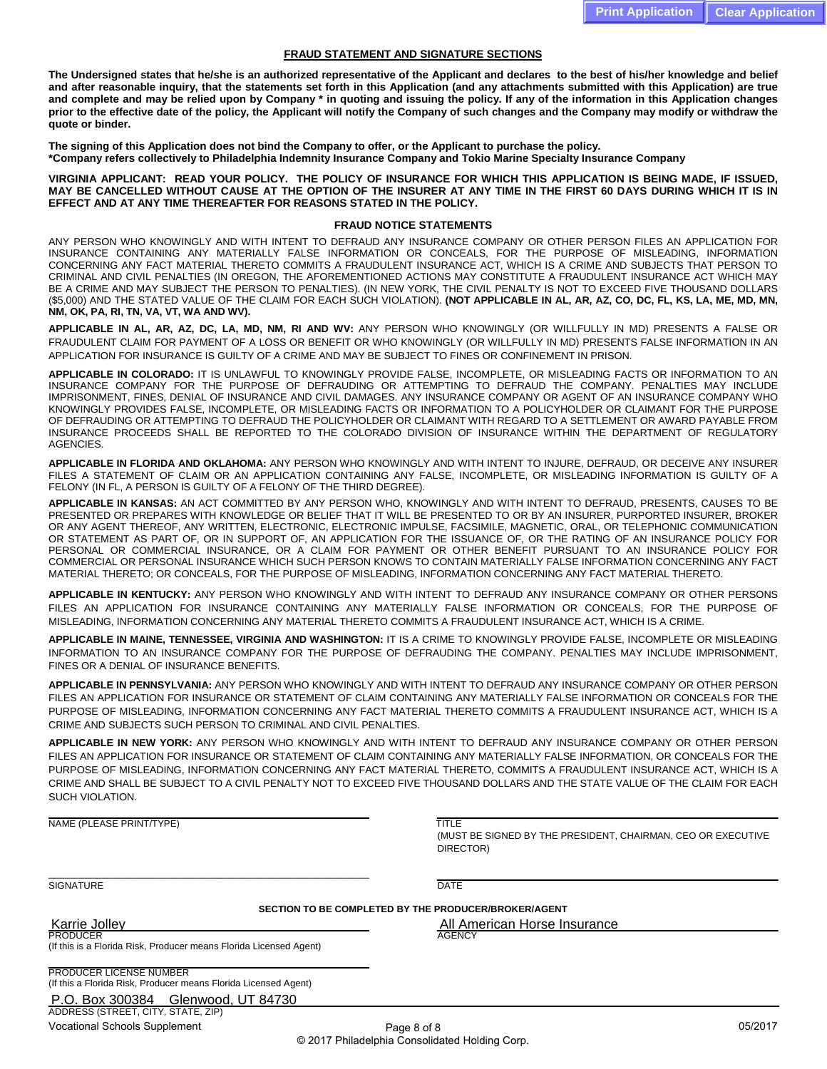## FRAUD STATEMENT AND SIGNATURE SECTIONS

**The Undersigned states that he/she is an authorized representative of the Applicant and declares to the best of his/her knowledge and belief and after reasonable inquiry, that the statements set forth in this Application (and any attachments submitted with this Application) are true and complete and may be relied upon by Company * in quoting and issuing the policy. If any of the information in this Application changes prior to the effective date of the policy, the Applicant will notify the Company of such changes and the Company may modify or withdraw the quote or binder.**

**The signing of this Application does not bind the Company to offer, or the Applicant to purchase the policy.**
**\*Company refers collectively to Philadelphia Indemnity Insurance Company and Tokio Marine Specialty Insurance Company**

**VIRGINIA APPLICANT: READ YOUR POLICY. THE POLICY OF INSURANCE FOR WHICH THIS APPLICATION IS BEING MADE, IF ISSUED, MAY BE CANCELLED WITHOUT CAUSE AT THE OPTION OF THE INSURER AT ANY TIME IN THE FIRST 60 DAYS DURING WHICH IT IS IN EFFECT AND AT ANY TIME THEREAFTER FOR REASONS STATED IN THE POLICY.**

### FRAUD NOTICE STATEMENTS

ANY PERSON WHO KNOWINGLY AND WITH INTENT TO DEFRAUD ANY INSURANCE COMPANY OR OTHER PERSON FILES AN APPLICATION FOR INSURANCE CONTAINING ANY MATERIALLY FALSE INFORMATION OR CONCEALS, FOR THE PURPOSE OF MISLEADING, INFORMATION CONCERNING ANY FACT MATERIAL THERETO COMMITS A FRAUDULENT INSURANCE ACT, WHICH IS A CRIME AND SUBJECTS THAT PERSON TO CRIMINAL AND CIVIL PENALTIES (IN OREGON, THE AFOREMENTIONED ACTIONS MAY CONSTITUTE A FRAUDULENT INSURANCE ACT WHICH MAY BE A CRIME AND MAY SUBJECT THE PERSON TO PENALTIES). (IN NEW YORK, THE CIVIL PENALTY IS NOT TO EXCEED FIVE THOUSAND DOLLARS ($5,000) AND THE STATED VALUE OF THE CLAIM FOR EACH SUCH VIOLATION). **(NOT APPLICABLE IN AL, AR, AZ, CO, DC, FL, KS, LA, ME, MD, MN, NM, OK, PA, RI, TN, VA, VT, WA AND WV).**

**APPLICABLE IN AL, AR, AZ, DC, LA, MD, NM, RI AND WV:** ANY PERSON WHO KNOWINGLY (OR WILLFULLY IN MD) PRESENTS A FALSE OR FRAUDULENT CLAIM FOR PAYMENT OF A LOSS OR BENEFIT OR WHO KNOWINGLY (OR WILLFULLY IN MD) PRESENTS FALSE INFORMATION IN AN APPLICATION FOR INSURANCE IS GUILTY OF A CRIME AND MAY BE SUBJECT TO FINES OR CONFINEMENT IN PRISON.

**APPLICABLE IN COLORADO:** IT IS UNLAWFUL TO KNOWINGLY PROVIDE FALSE, INCOMPLETE, OR MISLEADING FACTS OR INFORMATION TO AN INSURANCE COMPANY FOR THE PURPOSE OF DEFRAUDING OR ATTEMPTING TO DEFRAUD THE COMPANY. PENALTIES MAY INCLUDE IMPRISONMENT, FINES, DENIAL OF INSURANCE AND CIVIL DAMAGES. ANY INSURANCE COMPANY OR AGENT OF AN INSURANCE COMPANY WHO KNOWINGLY PROVIDES FALSE, INCOMPLETE, OR MISLEADING FACTS OR INFORMATION TO A POLICYHOLDER OR CLAIMANT FOR THE PURPOSE OF DEFRAUDING OR ATTEMPTING TO DEFRAUD THE POLICYHOLDER OR CLAIMANT WITH REGARD TO A SETTLEMENT OR AWARD PAYABLE FROM INSURANCE PROCEEDS SHALL BE REPORTED TO THE COLORADO DIVISION OF INSURANCE WITHIN THE DEPARTMENT OF REGULATORY AGENCIES.

**APPLICABLE IN FLORIDA AND OKLAHOMA:** ANY PERSON WHO KNOWINGLY AND WITH INTENT TO INJURE, DEFRAUD, OR DECEIVE ANY INSURER FILES A STATEMENT OF CLAIM OR AN APPLICATION CONTAINING ANY FALSE, INCOMPLETE, OR MISLEADING INFORMATION IS GUILTY OF A FELONY (IN FL, A PERSON IS GUILTY OF A FELONY OF THE THIRD DEGREE).

**APPLICABLE IN KANSAS:** AN ACT COMMITTED BY ANY PERSON WHO, KNOWINGLY AND WITH INTENT TO DEFRAUD, PRESENTS, CAUSES TO BE PRESENTED OR PREPARES WITH KNOWLEDGE OR BELIEF THAT IT WILL BE PRESENTED TO OR BY AN INSURER, PURPORTED INSURER, BROKER OR ANY AGENT THEREOF, ANY WRITTEN, ELECTRONIC, ELECTRONIC IMPULSE, FACSIMILE, MAGNETIC, ORAL, OR TELEPHONIC COMMUNICATION OR STATEMENT AS PART OF, OR IN SUPPORT OF, AN APPLICATION FOR THE ISSUANCE OF, OR THE RATING OF AN INSURANCE POLICY FOR PERSONAL OR COMMERCIAL INSURANCE, OR A CLAIM FOR PAYMENT OR OTHER BENEFIT PURSUANT TO AN INSURANCE POLICY FOR COMMERCIAL OR PERSONAL INSURANCE WHICH SUCH PERSON KNOWS TO CONTAIN MATERIALLY FALSE INFORMATION CONCERNING ANY FACT MATERIAL THERETO; OR CONCEALS, FOR THE PURPOSE OF MISLEADING, INFORMATION CONCERNING ANY FACT MATERIAL THERETO.

**APPLICABLE IN KENTUCKY:** ANY PERSON WHO KNOWINGLY AND WITH INTENT TO DEFRAUD ANY INSURANCE COMPANY OR OTHER PERSONS FILES AN APPLICATION FOR INSURANCE CONTAINING ANY MATERIALLY FALSE INFORMATION OR CONCEALS, FOR THE PURPOSE OF MISLEADING, INFORMATION CONCERNING ANY MATERIAL THERETO COMMITS A FRAUDULENT INSURANCE ACT, WHICH IS A CRIME.

**APPLICABLE IN MAINE, TENNESSEE, VIRGINIA AND WASHINGTON:** IT IS A CRIME TO KNOWINGLY PROVIDE FALSE, INCOMPLETE OR MISLEADING INFORMATION TO AN INSURANCE COMPANY FOR THE PURPOSE OF DEFRAUDING THE COMPANY. PENALTIES MAY INCLUDE IMPRISONMENT, FINES OR A DENIAL OF INSURANCE BENEFITS.

**APPLICABLE IN PENNSYLVANIA:** ANY PERSON WHO KNOWINGLY AND WITH INTENT TO DEFRAUD ANY INSURANCE COMPANY OR OTHER PERSON FILES AN APPLICATION FOR INSURANCE OR STATEMENT OF CLAIM CONTAINING ANY MATERIALLY FALSE INFORMATION OR CONCEALS FOR THE PURPOSE OF MISLEADING, INFORMATION CONCERNING ANY FACT MATERIAL THERETO COMMITS A FRAUDULENT INSURANCE ACT, WHICH IS A CRIME AND SUBJECTS SUCH PERSON TO CRIMINAL AND CIVIL PENALTIES.

**APPLICABLE IN NEW YORK:** ANY PERSON WHO KNOWINGLY AND WITH INTENT TO DEFRAUD ANY INSURANCE COMPANY OR OTHER PERSON FILES AN APPLICATION FOR INSURANCE OR STATEMENT OF CLAIM CONTAINING ANY MATERIALLY FALSE INFORMATION, OR CONCEALS FOR THE PURPOSE OF MISLEADING, INFORMATION CONCERNING ANY FACT MATERIAL THERETO, COMMITS A FRAUDULENT INSURANCE ACT, WHICH IS A CRIME AND SHALL BE SUBJECT TO A CIVIL PENALTY NOT TO EXCEED FIVE THOUSAND DOLLARS AND THE STATE VALUE OF THE CLAIM FOR EACH SUCH VIOLATION.

NAME (PLEASE PRINT/TYPE): ______________________

TITLE: ______________________
(MUST BE SIGNED BY THE PRESIDENT, CHAIRMAN, CEO OR EXECUTIVE DIRECTOR)

SIGNATURE: ______________________

DATE: ______________________

### SECTION TO BE COMPLETED BY THE PRODUCER/BROKER/AGENT

PRODUCER: Karrie Jolley
(If this is a Florida Risk, Producer means Florida Licensed Agent)

AGENCY: All American Horse Insurance

PRODUCER LICENSE NUMBER: ______________________
(If this a Florida Risk, Producer means Florida Licensed Agent)

ADDRESS (STREET, CITY, STATE, ZIP): P.O. Box 300384 Glenwood, UT 84730

Vocational Schools Supplement

© 2017 Philadelphia Consolidated Holding Corp.